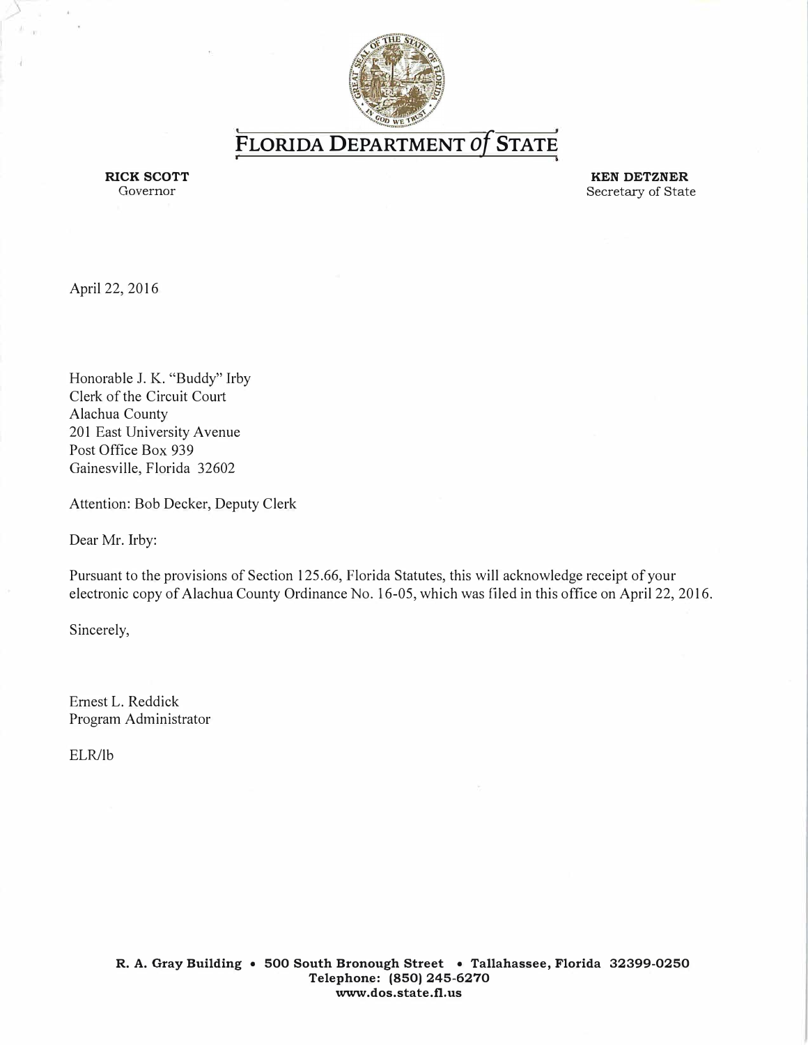# FLORIDA DEPARTMENT *of* STATE

**RICK SCOTT**
Governor

**KEN DETZNER**
Secretary of State

April 22, 2016

Honorable J. K. "Buddy" Irby
Clerk of the Circuit Court
Alachua County
201 East University Avenue
Post Office Box 939
Gainesville, Florida 32602

Attention: Bob Decker, Deputy Clerk

Dear Mr. Irby:

Pursuant to the provisions of Section 125.66, Florida Statutes, this will acknowledge receipt of your electronic copy of Alachua County Ordinance No. 16-05, which was filed in this office on April 22, 2016.

Sincerely,

Ernest L. Reddick
Program Administrator

ELR/lb

**R. A. Gray Building • 500 South Bronough Street • Tallahassee, Florida 32399-0250**
**Telephone: (850) 245-6270**
**www.dos.state.fl.us**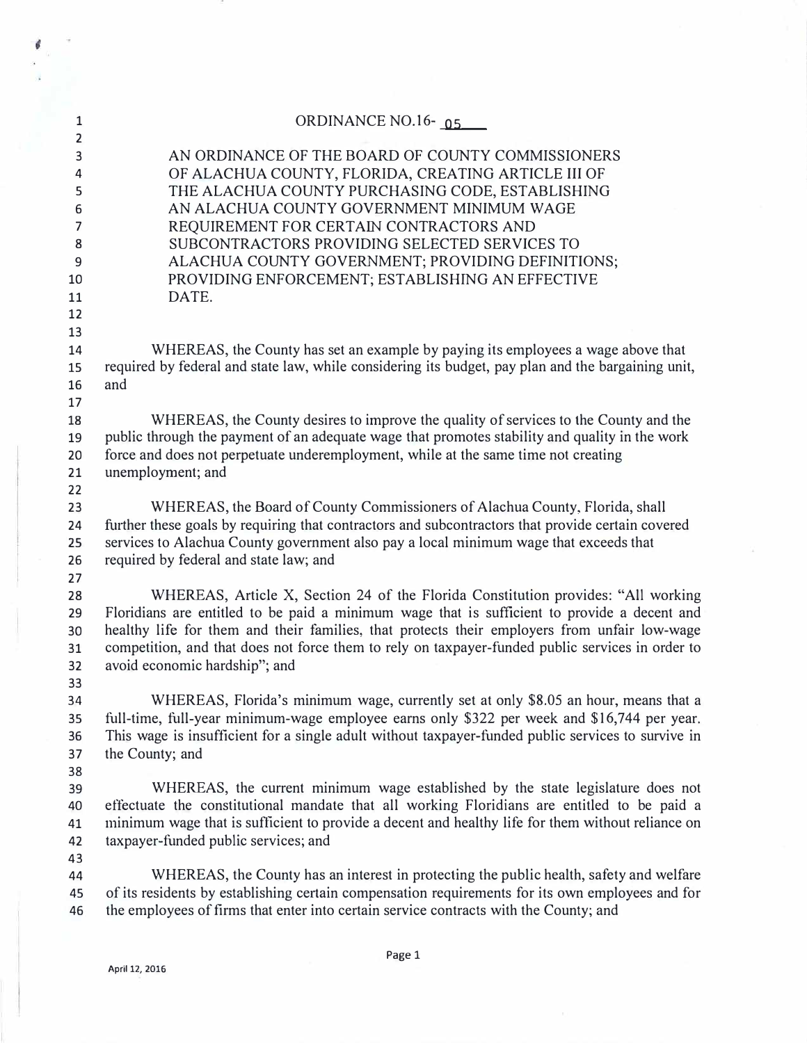# ORDINANCE NO.16- 05

AN ORDINANCE OF THE BOARD OF COUNTY COMMISSIONERS OF ALACHUA COUNTY, FLORIDA, CREATING ARTICLE III OF THE ALACHUA COUNTY PURCHASING CODE, ESTABLISHING AN ALACHUA COUNTY GOVERNMENT MINIMUM WAGE REQUIREMENT FOR CERTAIN CONTRACTORS AND SUBCONTRACTORS PROVIDING SELECTED SERVICES TO ALACHUA COUNTY GOVERNMENT; PROVIDING DEFINITIONS; PROVIDING ENFORCEMENT; ESTABLISHING AN EFFECTIVE DATE.

WHEREAS, the County has set an example by paying its employees a wage above that required by federal and state law, while considering its budget, pay plan and the bargaining unit, and

WHEREAS, the County desires to improve the quality of services to the County and the public through the payment of an adequate wage that promotes stability and quality in the work force and does not perpetuate underemployment, while at the same time not creating unemployment; and

WHEREAS, the Board of County Commissioners of Alachua County, Florida, shall further these goals by requiring that contractors and subcontractors that provide certain covered services to Alachua County government also pay a local minimum wage that exceeds that required by federal and state law; and

WHEREAS, Article X, Section 24 of the Florida Constitution provides: "All working Floridians are entitled to be paid a minimum wage that is sufficient to provide a decent and healthy life for them and their families, that protects their employers from unfair low-wage competition, and that does not force them to rely on taxpayer-funded public services in order to avoid economic hardship"; and

WHEREAS, Florida's minimum wage, currently set at only $8.05 an hour, means that a full-time, full-year minimum-wage employee earns only $322 per week and $16,744 per year. This wage is insufficient for a single adult without taxpayer-funded public services to survive in the County; and

WHEREAS, the current minimum wage established by the state legislature does not effectuate the constitutional mandate that all working Floridians are entitled to be paid a minimum wage that is sufficient to provide a decent and healthy life for them without reliance on taxpayer-funded public services; and

WHEREAS, the County has an interest in protecting the public health, safety and welfare of its residents by establishing certain compensation requirements for its own employees and for the employees of firms that enter into certain service contracts with the County; and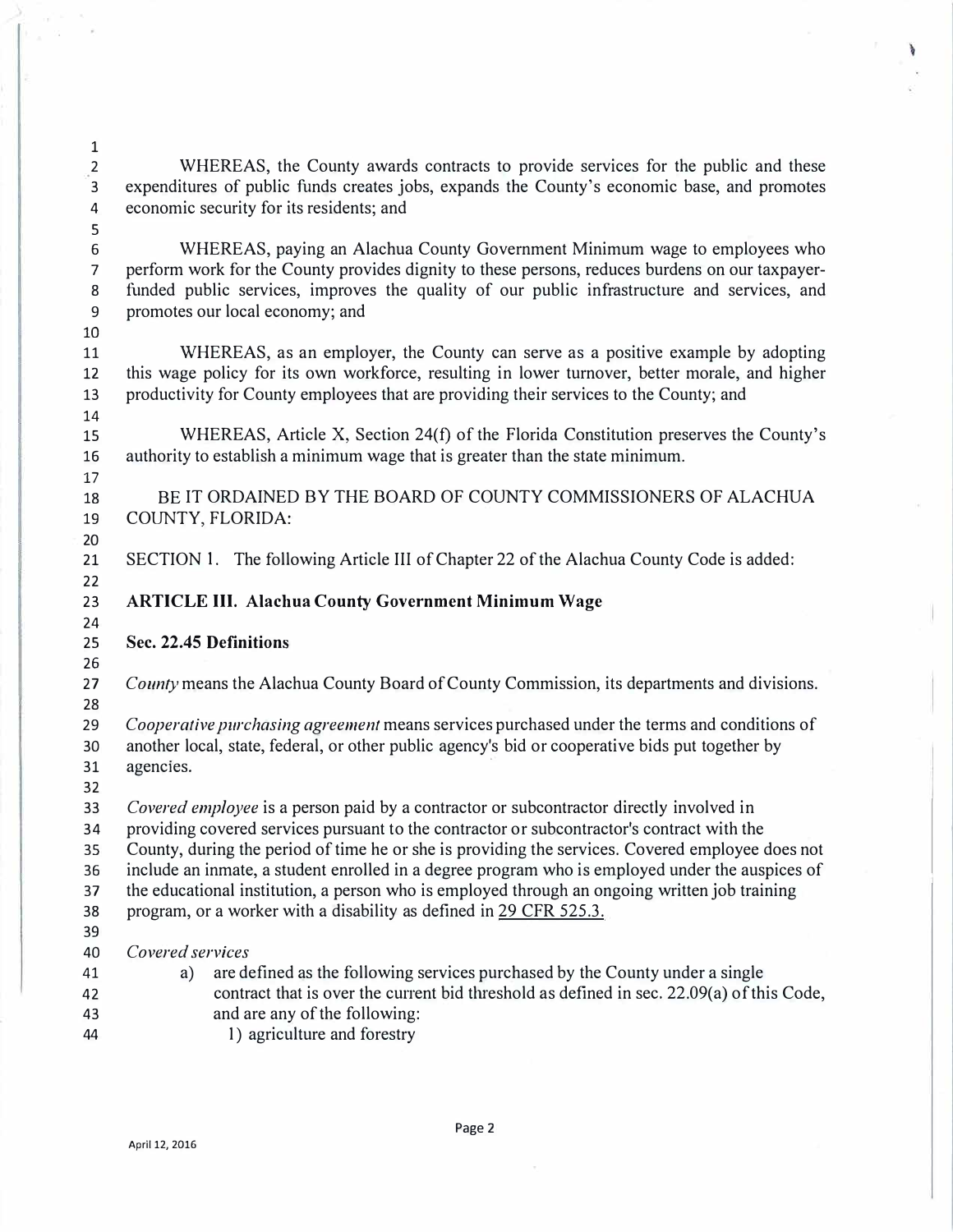WHEREAS, the County awards contracts to provide services for the public and these expenditures of public funds creates jobs, expands the County's economic base, and promotes economic security for its residents; and

WHEREAS, paying an Alachua County Government Minimum wage to employees who perform work for the County provides dignity to these persons, reduces burdens on our taxpayer-funded public services, improves the quality of our public infrastructure and services, and promotes our local economy; and

WHEREAS, as an employer, the County can serve as a positive example by adopting this wage policy for its own workforce, resulting in lower turnover, better morale, and higher productivity for County employees that are providing their services to the County; and

WHEREAS, Article X, Section 24(f) of the Florida Constitution preserves the County's authority to establish a minimum wage that is greater than the state minimum.

BE IT ORDAINED BY THE BOARD OF COUNTY COMMISSIONERS OF ALACHUA COUNTY, FLORIDA:

SECTION 1. The following Article III of Chapter 22 of the Alachua County Code is added:

## ARTICLE III. Alachua County Government Minimum Wage

### Sec. 22.45 Definitions

*County* means the Alachua County Board of County Commission, its departments and divisions.

*Cooperative purchasing agreement* means services purchased under the terms and conditions of another local, state, federal, or other public agency's bid or cooperative bids put together by agencies.

*Covered employee* is a person paid by a contractor or subcontractor directly involved in providing covered services pursuant to the contractor or subcontractor's contract with the County, during the period of time he or she is providing the services. Covered employee does not include an inmate, a student enrolled in a degree program who is employed under the auspices of the educational institution, a person who is employed through an ongoing written job training program, or a worker with a disability as defined in 29 CFR 525.3.

*Covered services*

a) are defined as the following services purchased by the County under a single contract that is over the current bid threshold as defined in sec. 22.09(a) of this Code, and are any of the following:

1) agriculture and forestry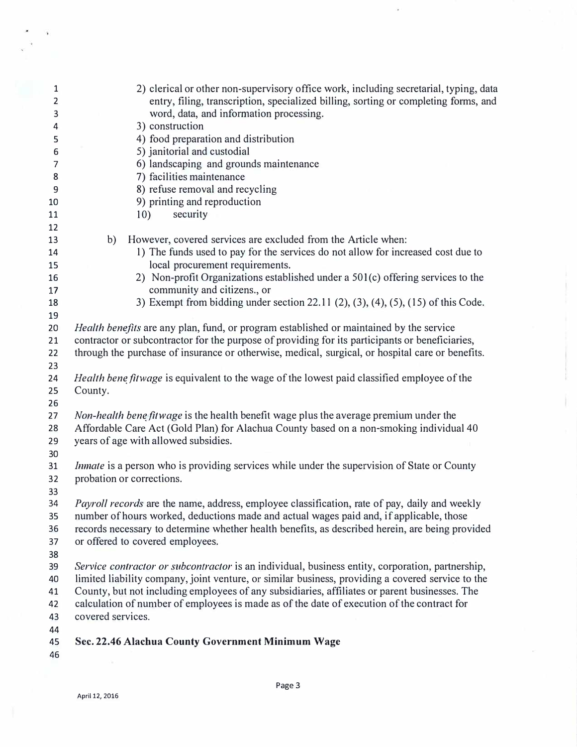2) clerical or other non-supervisory office work, including secretarial, typing, data entry, filing, transcription, specialized billing, sorting or completing forms, and word, data, and information processing.
3) construction
4) food preparation and distribution
5) janitorial and custodial
6) landscaping and grounds maintenance
7) facilities maintenance
8) refuse removal and recycling
9) printing and reproduction
10) security

b) However, covered services are excluded from the Article when:
1) The funds used to pay for the services do not allow for increased cost due to local procurement requirements.
2) Non-profit Organizations established under a 501(c) offering services to the community and citizens., or
3) Exempt from bidding under section 22.11 (2), (3), (4), (5), (15) of this Code.

*Health benefits* are any plan, fund, or program established or maintained by the service contractor or subcontractor for the purpose of providing for its participants or beneficiaries, through the purchase of insurance or otherwise, medical, surgical, or hospital care or benefits.

*Health benefitwage* is equivalent to the wage of the lowest paid classified employee of the County.

*Non-health benefitwage* is the health benefit wage plus the average premium under the Affordable Care Act (Gold Plan) for Alachua County based on a non-smoking individual 40 years of age with allowed subsidies.

*Inmate* is a person who is providing services while under the supervision of State or County probation or corrections.

*Payroll records* are the name, address, employee classification, rate of pay, daily and weekly number of hours worked, deductions made and actual wages paid and, if applicable, those records necessary to determine whether health benefits, as described herein, are being provided or offered to covered employees.

*Service contractor or subcontractor* is an individual, business entity, corporation, partnership, limited liability company, joint venture, or similar business, providing a covered service to the County, but not including employees of any subsidiaries, affiliates or parent businesses. The calculation of number of employees is made as of the date of execution of the contract for covered services.

**Sec. 22.46 Alachua County Government Minimum Wage**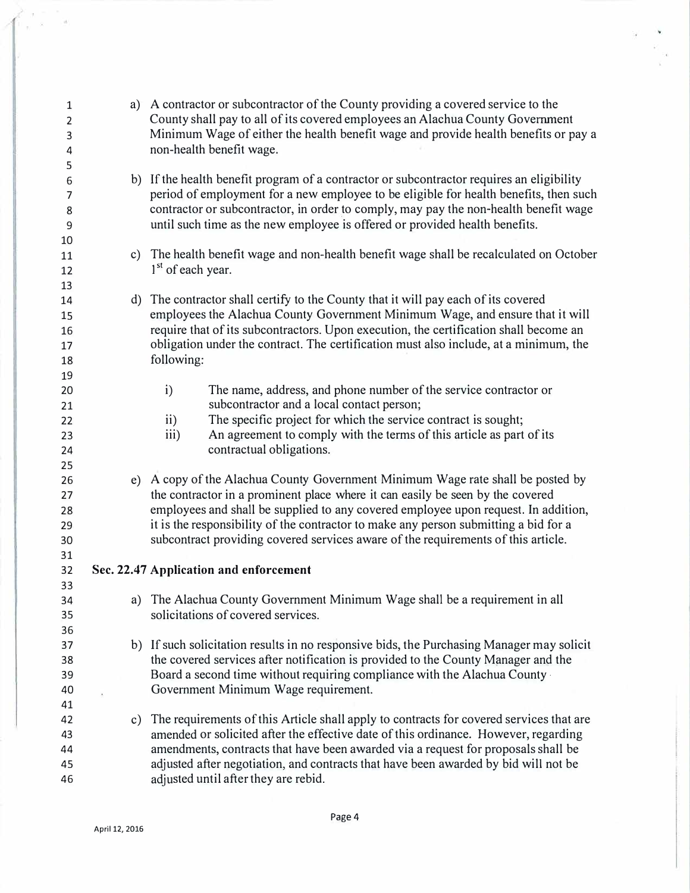a) A contractor or subcontractor of the County providing a covered service to the County shall pay to all of its covered employees an Alachua County Government Minimum Wage of either the health benefit wage and provide health benefits or pay a non-health benefit wage.

b) If the health benefit program of a contractor or subcontractor requires an eligibility period of employment for a new employee to be eligible for health benefits, then such contractor or subcontractor, in order to comply, may pay the non-health benefit wage until such time as the new employee is offered or provided health benefits.

c) The health benefit wage and non-health benefit wage shall be recalculated on October 1st of each year.

d) The contractor shall certify to the County that it will pay each of its covered employees the Alachua County Government Minimum Wage, and ensure that it will require that of its subcontractors. Upon execution, the certification shall become an obligation under the contract. The certification must also include, at a minimum, the following:

   i) The name, address, and phone number of the service contractor or subcontractor and a local contact person;
   ii) The specific project for which the service contract is sought;
   iii) An agreement to comply with the terms of this article as part of its contractual obligations.

e) A copy of the Alachua County Government Minimum Wage rate shall be posted by the contractor in a prominent place where it can easily be seen by the covered employees and shall be supplied to any covered employee upon request. In addition, it is the responsibility of the contractor to make any person submitting a bid for a subcontract providing covered services aware of the requirements of this article.

**Sec. 22.47 Application and enforcement**

a) The Alachua County Government Minimum Wage shall be a requirement in all solicitations of covered services.

b) If such solicitation results in no responsive bids, the Purchasing Manager may solicit the covered services after notification is provided to the County Manager and the Board a second time without requiring compliance with the Alachua County Government Minimum Wage requirement.

c) The requirements of this Article shall apply to contracts for covered services that are amended or solicited after the effective date of this ordinance. However, regarding amendments, contracts that have been awarded via a request for proposals shall be adjusted after negotiation, and contracts that have been awarded by bid will not be adjusted until after they are rebid.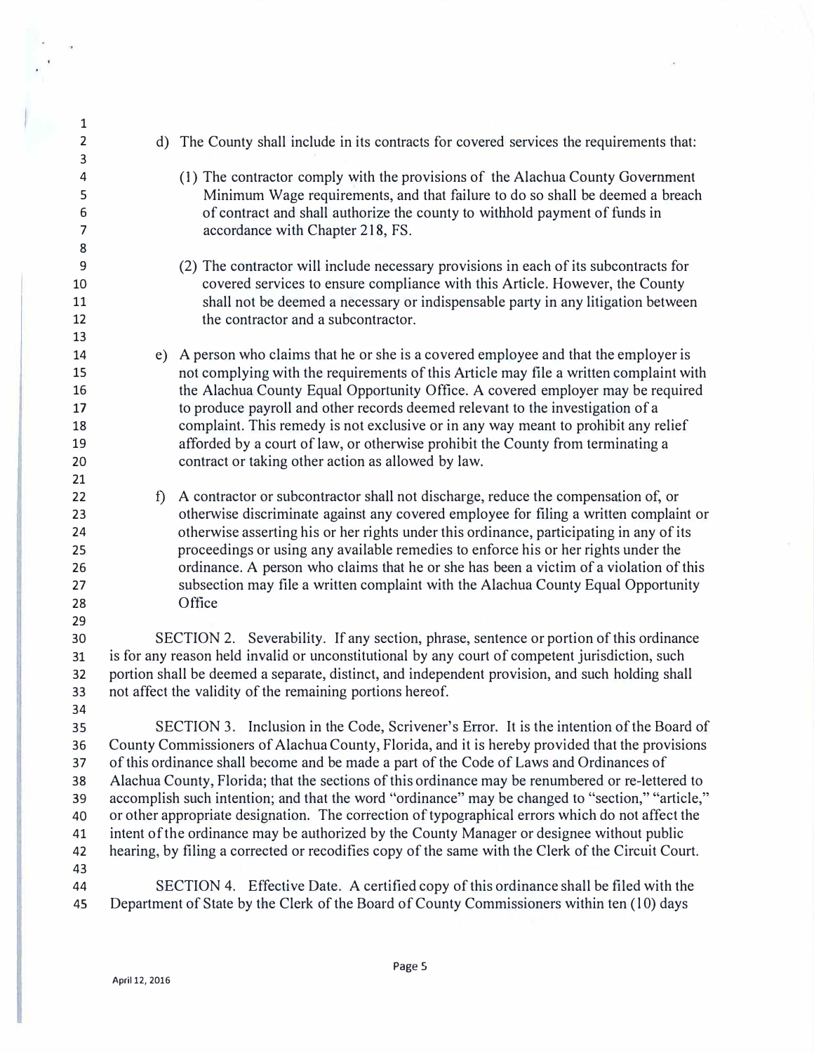d) The County shall include in its contracts for covered services the requirements that:

   (1) The contractor comply with the provisions of the Alachua County Government Minimum Wage requirements, and that failure to do so shall be deemed a breach of contract and shall authorize the county to withhold payment of funds in accordance with Chapter 218, FS.

   (2) The contractor will include necessary provisions in each of its subcontracts for covered services to ensure compliance with this Article. However, the County shall not be deemed a necessary or indispensable party in any litigation between the contractor and a subcontractor.

e) A person who claims that he or she is a covered employee and that the employer is not complying with the requirements of this Article may file a written complaint with the Alachua County Equal Opportunity Office. A covered employer may be required to produce payroll and other records deemed relevant to the investigation of a complaint. This remedy is not exclusive or in any way meant to prohibit any relief afforded by a court of law, or otherwise prohibit the County from terminating a contract or taking other action as allowed by law.

f) A contractor or subcontractor shall not discharge, reduce the compensation of, or otherwise discriminate against any covered employee for filing a written complaint or otherwise asserting his or her rights under this ordinance, participating in any of its proceedings or using any available remedies to enforce his or her rights under the ordinance. A person who claims that he or she has been a victim of a violation of this subsection may file a written complaint with the Alachua County Equal Opportunity Office

SECTION 2. Severability. If any section, phrase, sentence or portion of this ordinance is for any reason held invalid or unconstitutional by any court of competent jurisdiction, such portion shall be deemed a separate, distinct, and independent provision, and such holding shall not affect the validity of the remaining portions hereof.

SECTION 3. Inclusion in the Code, Scrivener's Error. It is the intention of the Board of County Commissioners of Alachua County, Florida, and it is hereby provided that the provisions of this ordinance shall become and be made a part of the Code of Laws and Ordinances of Alachua County, Florida; that the sections of this ordinance may be renumbered or re-lettered to accomplish such intention; and that the word "ordinance" may be changed to "section," "article," or other appropriate designation. The correction of typographical errors which do not affect the intent of the ordinance may be authorized by the County Manager or designee without public hearing, by filing a corrected or recodifies copy of the same with the Clerk of the Circuit Court.

SECTION 4. Effective Date. A certified copy of this ordinance shall be filed with the Department of State by the Clerk of the Board of County Commissioners within ten (10) days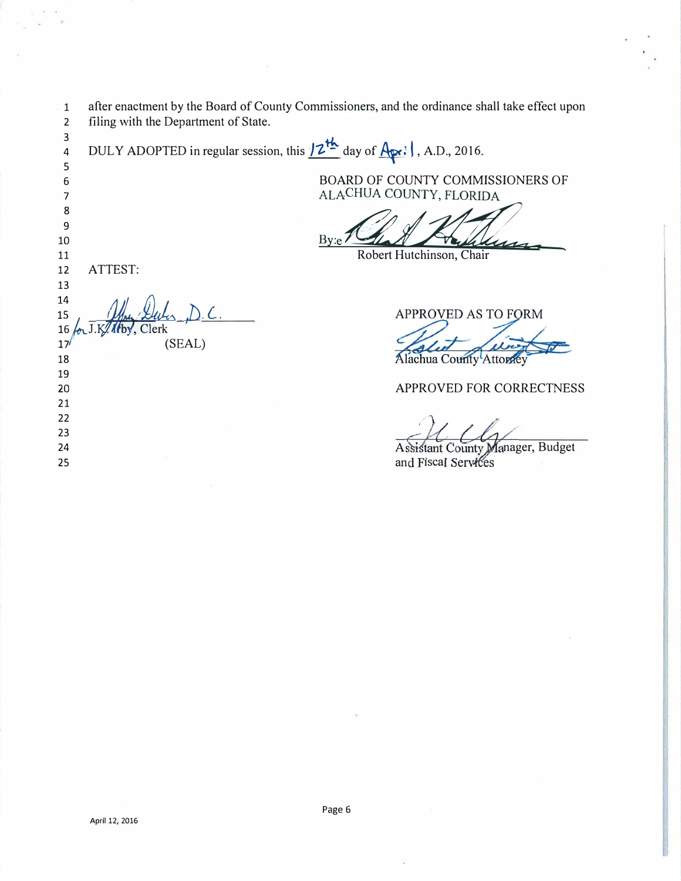after enactment by the Board of County Commissioners, and the ordinance shall take effect upon filing with the Department of State.

DULY ADOPTED in regular session, this 12th day of April, A.D., 2016.

BOARD OF COUNTY COMMISSIONERS OF ALACHUA COUNTY, FLORIDA

By: ______________________
Robert Hutchinson, Chair

ATTEST:

______________________ D.C.
for J.K. Irby, Clerk

(SEAL)

APPROVED AS TO FORM

______________________
Alachua County Attorney

APPROVED FOR CORRECTNESS

______________________
Assistant County Manager, Budget and Fiscal Services

April 12, 2016